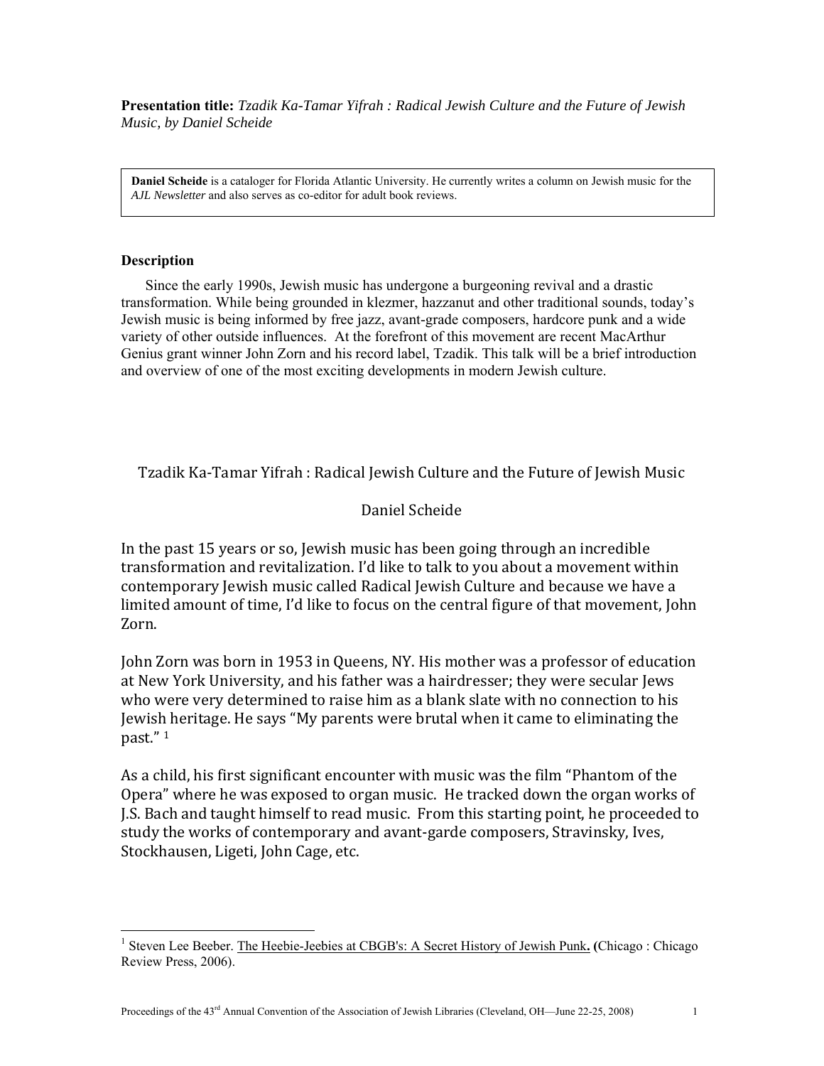**Presentation title:** *Tzadik Ka-Tamar Yifrah : Radical Jewish Culture and the Future of Jewish Music, by Daniel Scheide*

**Daniel Scheide** is a cataloger for Florida Atlantic University. He currently writes a column on Jewish music for the *AJL Newsletter* and also serves as co-editor for adult book reviews.

### Description

Since the early 1990s, Jewish music has undergone a burgeoning revival and a drastic transformation. While being grounded in klezmer, hazzanut and other traditional sounds, today's Jewish music is being informed by free jazz, avant-grade composers, hardcore punk and a wide variety of other outside influences. At the forefront of this movement are recent MacArthur Genius grant winner John Zorn and his record label, Tzadik. This talk will be a brief introduction and overview of one of the most exciting developments in modern Jewish culture.

# Tzadik Ka-Tamar Yifrah : Radical Jewish Culture and the Future of Jewish Music

Daniel Scheide

In the past 15 years or so, Jewish music has been going through an incredible transformation and revitalization. I'd like to talk to you about a movement within contemporary Jewish music called Radical Jewish Culture and because we have a limited amount of time, I'd like to focus on the central figure of that movement, John Zorn.

John Zorn was born in 1953 in Queens, NY. His mother was a professor of education at New York University, and his father was a hairdresser; they were secular Jews who were very determined to raise him as a blank slate with no connection to his Jewish heritage. He says "My parents were brutal when it came to eliminating the past." [1]

As a child, his first significant encounter with music was the film "Phantom of the Opera" where he was exposed to organ music. He tracked down the organ works of J.S. Bach and taught himself to read music. From this starting point, he proceeded to study the works of contemporary and avant-garde composers, Stravinsky, Ives, Stockhausen, Ligeti, John Cage, etc.

---

[1] Steven Lee Beeber. The Heebie-Jeebies at CBGB's: A Secret History of Jewish Punk. (Chicago : Chicago Review Press, 2006).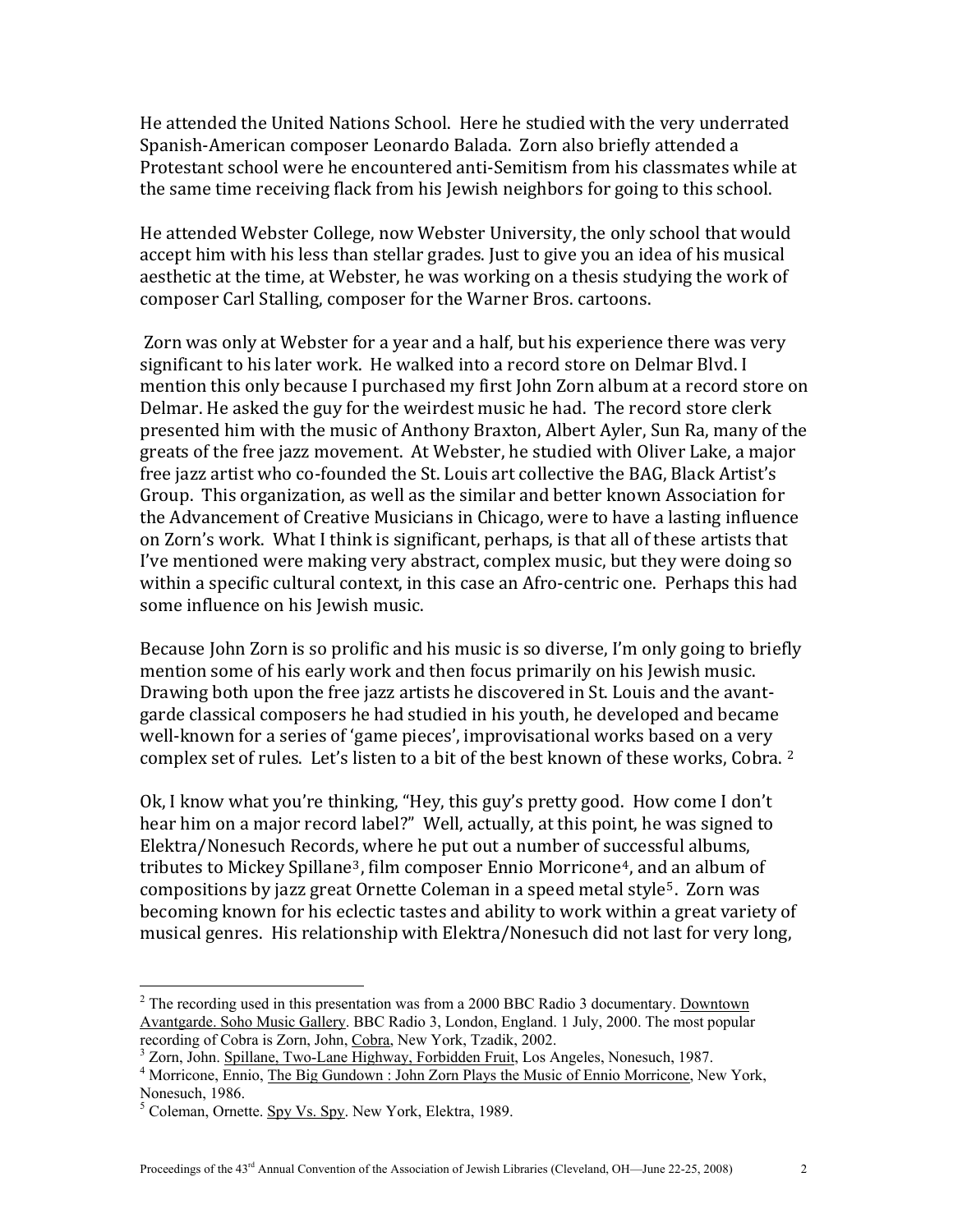He attended the United Nations School. Here he studied with the very underrated Spanish-American composer Leonardo Balada. Zorn also briefly attended a Protestant school were he encountered anti-Semitism from his classmates while at the same time receiving flack from his Jewish neighbors for going to this school.

He attended Webster College, now Webster University, the only school that would accept him with his less than stellar grades. Just to give you an idea of his musical aesthetic at the time, at Webster, he was working on a thesis studying the work of composer Carl Stalling, composer for the Warner Bros. cartoons.

Zorn was only at Webster for a year and a half, but his experience there was very significant to his later work. He walked into a record store on Delmar Blvd. I mention this only because I purchased my first John Zorn album at a record store on Delmar. He asked the guy for the weirdest music he had. The record store clerk presented him with the music of Anthony Braxton, Albert Ayler, Sun Ra, many of the greats of the free jazz movement. At Webster, he studied with Oliver Lake, a major free jazz artist who co-founded the St. Louis art collective the BAG, Black Artist's Group. This organization, as well as the similar and better known Association for the Advancement of Creative Musicians in Chicago, were to have a lasting influence on Zorn's work. What I think is significant, perhaps, is that all of these artists that I've mentioned were making very abstract, complex music, but they were doing so within a specific cultural context, in this case an Afro-centric one. Perhaps this had some influence on his Jewish music.

Because John Zorn is so prolific and his music is so diverse, I'm only going to briefly mention some of his early work and then focus primarily on his Jewish music. Drawing both upon the free jazz artists he discovered in St. Louis and the avant-garde classical composers he had studied in his youth, he developed and became well-known for a series of 'game pieces', improvisational works based on a very complex set of rules. Let's listen to a bit of the best known of these works, Cobra. [2]

Ok, I know what you're thinking, "Hey, this guy's pretty good. How come I don't hear him on a major record label?" Well, actually, at this point, he was signed to Elektra/Nonesuch Records, where he put out a number of successful albums, tributes to Mickey Spillane[3], film composer Ennio Morricone[4], and an album of compositions by jazz great Ornette Coleman in a speed metal style[5]. Zorn was becoming known for his eclectic tastes and ability to work within a great variety of musical genres. His relationship with Elektra/Nonesuch did not last for very long,

---

[2] The recording used in this presentation was from a 2000 BBC Radio 3 documentary. Downtown Avantgarde. Soho Music Gallery. BBC Radio 3, London, England. 1 July, 2000. The most popular recording of Cobra is Zorn, John, Cobra, New York, Tzadik, 2002.

[3] Zorn, John. Spillane, Two-Lane Highway, Forbidden Fruit, Los Angeles, Nonesuch, 1987.

[4] Morricone, Ennio, The Big Gundown : John Zorn Plays the Music of Ennio Morricone, New York, Nonesuch, 1986.

[5] Coleman, Ornette. Spy Vs. Spy. New York, Elektra, 1989.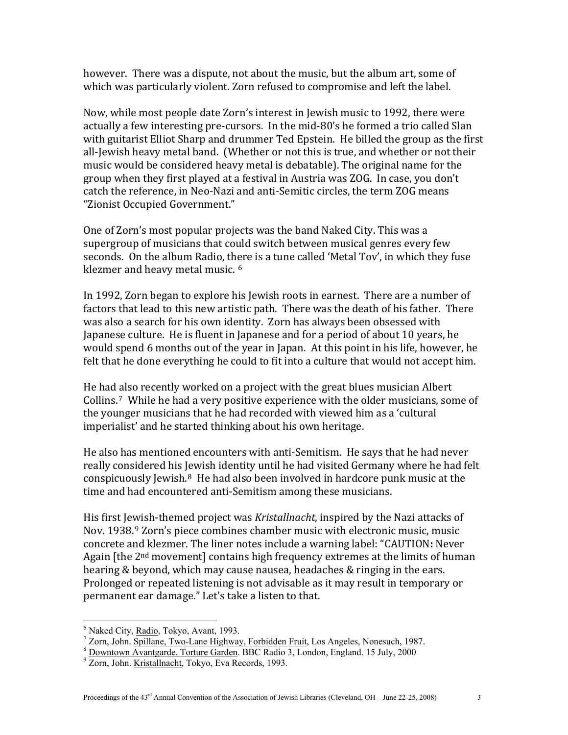however. There was a dispute, not about the music, but the album art, some of which was particularly violent. Zorn refused to compromise and left the label.

Now, while most people date Zorn's interest in Jewish music to 1992, there were actually a few interesting pre-cursors. In the mid-80's he formed a trio called Slan with guitarist Elliot Sharp and drummer Ted Epstein. He billed the group as the first all-Jewish heavy metal band. (Whether or not this is true, and whether or not their music would be considered heavy metal is debatable). The original name for the group when they first played at a festival in Austria was ZOG. In case, you don't catch the reference, in Neo-Nazi and anti-Semitic circles, the term ZOG means "Zionist Occupied Government."

One of Zorn's most popular projects was the band Naked City. This was a supergroup of musicians that could switch between musical genres every few seconds. On the album Radio, there is a tune called 'Metal Tov', in which they fuse klezmer and heavy metal music. [6]

In 1992, Zorn began to explore his Jewish roots in earnest. There are a number of factors that lead to this new artistic path. There was the death of his father. There was also a search for his own identity. Zorn has always been obsessed with Japanese culture. He is fluent in Japanese and for a period of about 10 years, he would spend 6 months out of the year in Japan. At this point in his life, however, he felt that he done everything he could to fit into a culture that would not accept him.

He had also recently worked on a project with the great blues musician Albert Collins.[7] While he had a very positive experience with the older musicians, some of the younger musicians that he had recorded with viewed him as a 'cultural imperialist' and he started thinking about his own heritage.

He also has mentioned encounters with anti-Semitism. He says that he had never really considered his Jewish identity until he had visited Germany where he had felt conspicuously Jewish.[8] He had also been involved in hardcore punk music at the time and had encountered anti-Semitism among these musicians.

His first Jewish-themed project was *Kristallnacht*, inspired by the Nazi attacks of Nov. 1938.[9] Zorn's piece combines chamber music with electronic music, music concrete and klezmer. The liner notes include a warning label: "CAUTION**:** Never Again [the 2nd movement] contains high frequency extremes at the limits of human hearing & beyond, which may cause nausea, headaches & ringing in the ears. Prolonged or repeated listening is not advisable as it may result in temporary or permanent ear damage." Let's take a listen to that.

---

[6] Naked City, Radio, Tokyo, Avant, 1993.

[7] Zorn, John. Spillane, Two-Lane Highway, Forbidden Fruit, Los Angeles, Nonesuch, 1987.

[8] Downtown Avantgarde. Torture Garden. BBC Radio 3, London, England. 15 July, 2000

[9] Zorn, John. Kristallnacht, Tokyo, Eva Records, 1993.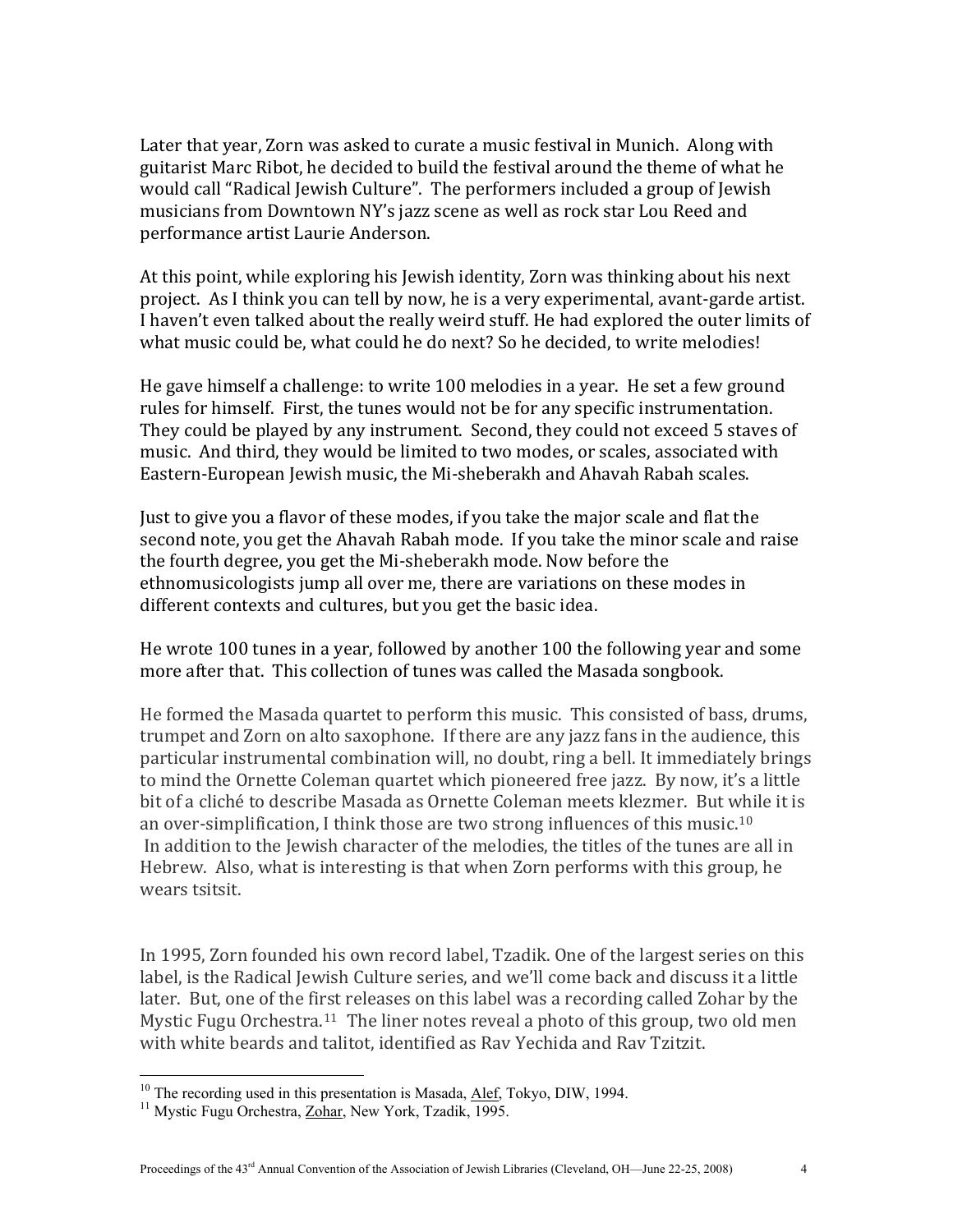Later that year, Zorn was asked to curate a music festival in Munich. Along with guitarist Marc Ribot, he decided to build the festival around the theme of what he would call "Radical Jewish Culture". The performers included a group of Jewish musicians from Downtown NY's jazz scene as well as rock star Lou Reed and performance artist Laurie Anderson.

At this point, while exploring his Jewish identity, Zorn was thinking about his next project. As I think you can tell by now, he is a very experimental, avant-garde artist. I haven't even talked about the really weird stuff. He had explored the outer limits of what music could be, what could he do next? So he decided, to write melodies!

He gave himself a challenge: to write 100 melodies in a year. He set a few ground rules for himself. First, the tunes would not be for any specific instrumentation. They could be played by any instrument. Second, they could not exceed 5 staves of music. And third, they would be limited to two modes, or scales, associated with Eastern-European Jewish music, the Mi-sheberakh and Ahavah Rabah scales.

Just to give you a flavor of these modes, if you take the major scale and flat the second note, you get the Ahavah Rabah mode. If you take the minor scale and raise the fourth degree, you get the Mi-sheberakh mode. Now before the ethnomusicologists jump all over me, there are variations on these modes in different contexts and cultures, but you get the basic idea.

He wrote 100 tunes in a year, followed by another 100 the following year and some more after that. This collection of tunes was called the Masada songbook.

He formed the Masada quartet to perform this music. This consisted of bass, drums, trumpet and Zorn on alto saxophone. If there are any jazz fans in the audience, this particular instrumental combination will, no doubt, ring a bell. It immediately brings to mind the Ornette Coleman quartet which pioneered free jazz. By now, it's a little bit of a cliché to describe Masada as Ornette Coleman meets klezmer. But while it is an over-simplification, I think those are two strong influences of this music.[10] In addition to the Jewish character of the melodies, the titles of the tunes are all in Hebrew. Also, what is interesting is that when Zorn performs with this group, he wears tsitsit.

In 1995, Zorn founded his own record label, Tzadik. One of the largest series on this label, is the Radical Jewish Culture series, and we'll come back and discuss it a little later. But, one of the first releases on this label was a recording called Zohar by the Mystic Fugu Orchestra.[11] The liner notes reveal a photo of this group, two old men with white beards and talitot, identified as Rav Yechida and Rav Tzitzit.

---

[10] The recording used in this presentation is Masada, Alef, Tokyo, DIW, 1994.

[11] Mystic Fugu Orchestra, Zohar, New York, Tzadik, 1995.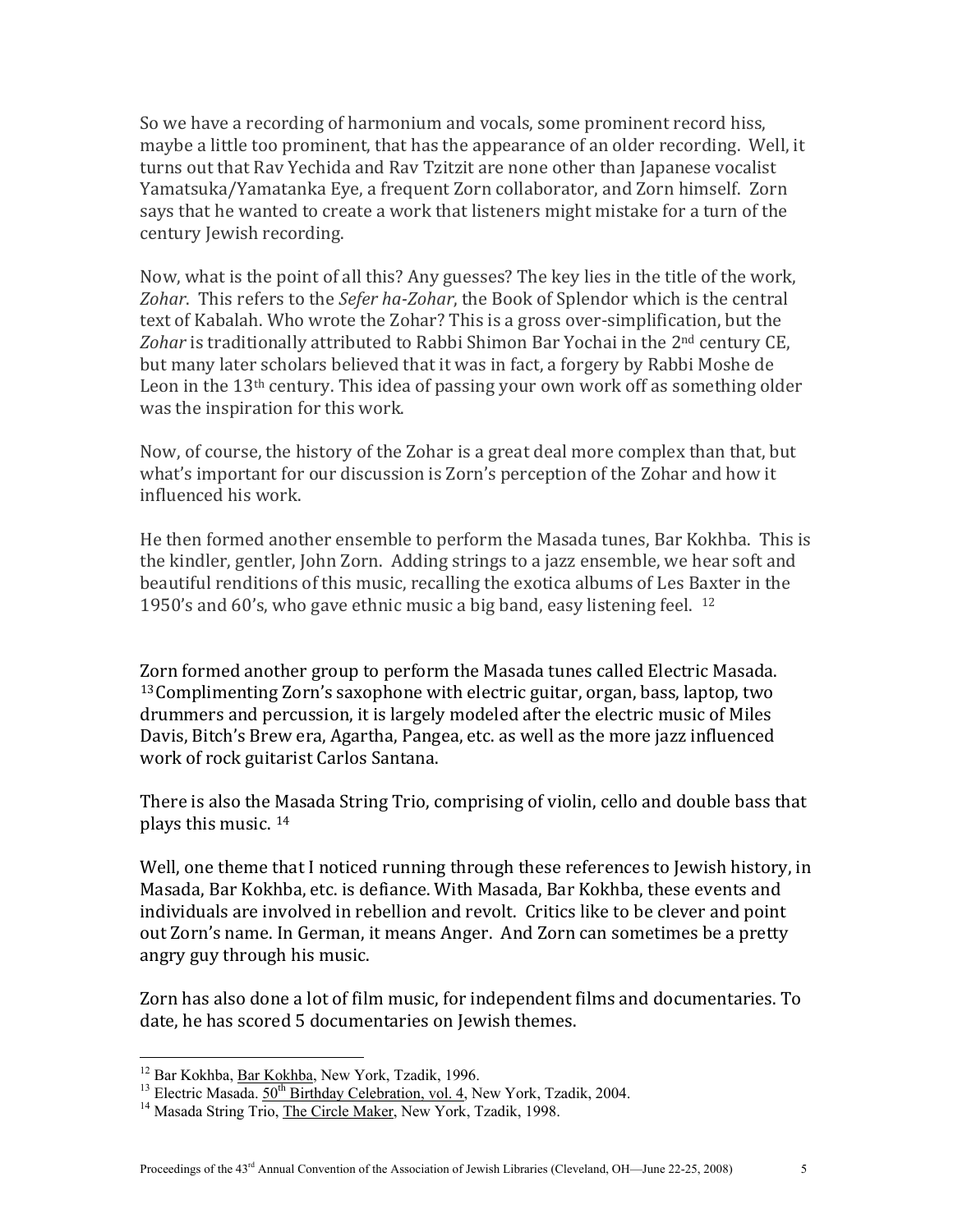So we have a recording of harmonium and vocals, some prominent record hiss, maybe a little too prominent, that has the appearance of an older recording. Well, it turns out that Rav Yechida and Rav Tzitzit are none other than Japanese vocalist Yamatsuka/Yamatanka Eye, a frequent Zorn collaborator, and Zorn himself. Zorn says that he wanted to create a work that listeners might mistake for a turn of the century Jewish recording.

Now, what is the point of all this? Any guesses? The key lies in the title of the work, *Zohar*. This refers to the *Sefer ha-Zohar*, the Book of Splendor which is the central text of Kabalah. Who wrote the Zohar? This is a gross over-simplification, but the *Zohar* is traditionally attributed to Rabbi Shimon Bar Yochai in the 2nd century CE, but many later scholars believed that it was in fact, a forgery by Rabbi Moshe de Leon in the 13th century. This idea of passing your own work off as something older was the inspiration for this work.

Now, of course, the history of the Zohar is a great deal more complex than that, but what's important for our discussion is Zorn's perception of the Zohar and how it influenced his work.

He then formed another ensemble to perform the Masada tunes, Bar Kokhba. This is the kindler, gentler, John Zorn. Adding strings to a jazz ensemble, we hear soft and beautiful renditions of this music, recalling the exotica albums of Les Baxter in the 1950's and 60's, who gave ethnic music a big band, easy listening feel. [12]

Zorn formed another group to perform the Masada tunes called Electric Masada. [13] Complimenting Zorn's saxophone with electric guitar, organ, bass, laptop, two drummers and percussion, it is largely modeled after the electric music of Miles Davis, Bitch's Brew era, Agartha, Pangea, etc. as well as the more jazz influenced work of rock guitarist Carlos Santana.

There is also the Masada String Trio, comprising of violin, cello and double bass that plays this music. [14]

Well, one theme that I noticed running through these references to Jewish history, in Masada, Bar Kokhba, etc. is defiance. With Masada, Bar Kokhba, these events and individuals are involved in rebellion and revolt. Critics like to be clever and point out Zorn's name. In German, it means Anger. And Zorn can sometimes be a pretty angry guy through his music.

Zorn has also done a lot of film music, for independent films and documentaries. To date, he has scored 5 documentaries on Jewish themes.

---

[12] Bar Kokhba, Bar Kokhba, New York, Tzadik, 1996.

[13] Electric Masada. 50th Birthday Celebration, vol. 4, New York, Tzadik, 2004.

[14] Masada String Trio, The Circle Maker, New York, Tzadik, 1998.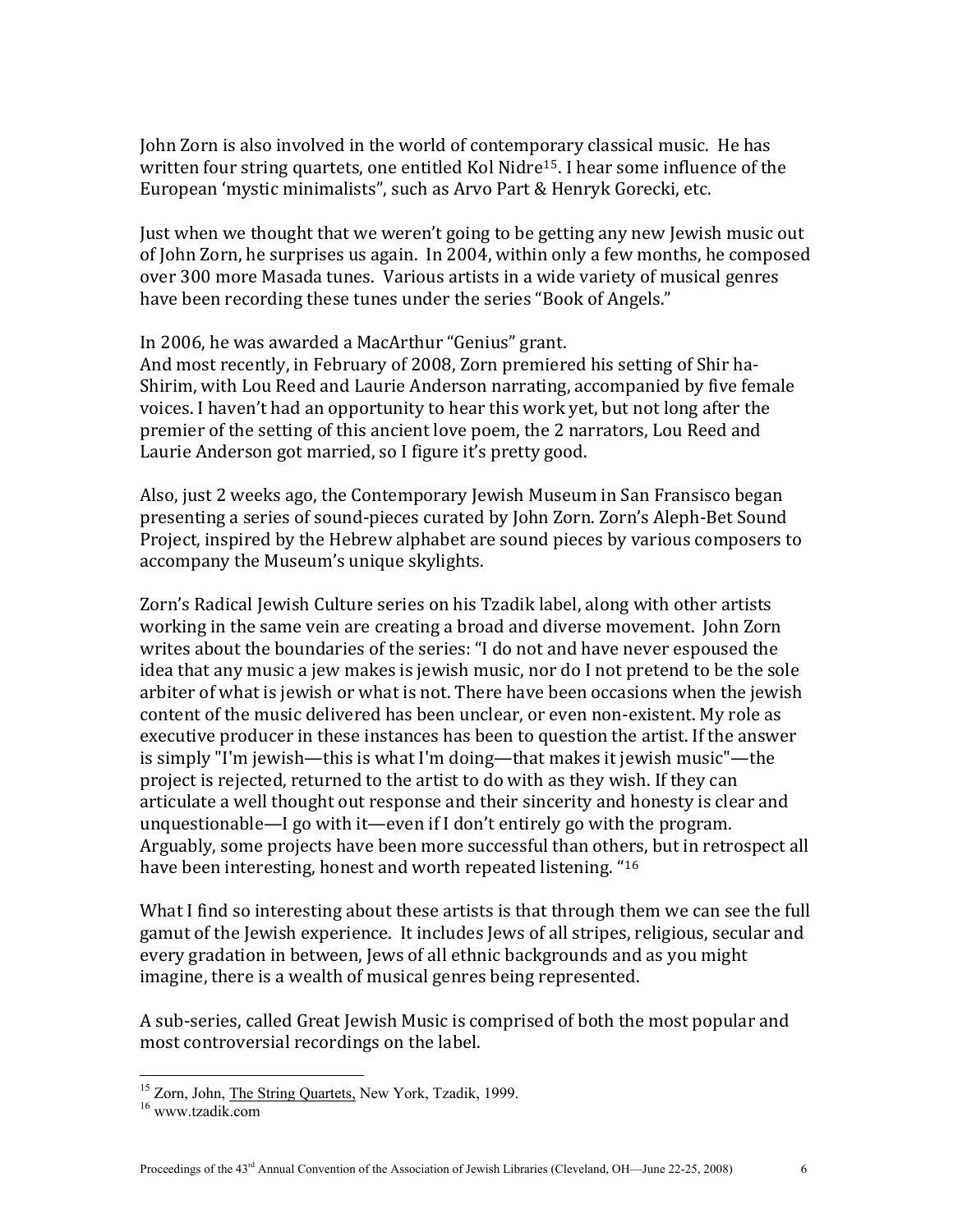John Zorn is also involved in the world of contemporary classical music. He has written four string quartets, one entitled Kol Nidre[15]. I hear some influence of the European 'mystic minimalists", such as Arvo Part & Henryk Gorecki, etc.

Just when we thought that we weren't going to be getting any new Jewish music out of John Zorn, he surprises us again. In 2004, within only a few months, he composed over 300 more Masada tunes. Various artists in a wide variety of musical genres have been recording these tunes under the series "Book of Angels."

In 2006, he was awarded a MacArthur "Genius" grant.
And most recently, in February of 2008, Zorn premiered his setting of Shir ha-Shirim, with Lou Reed and Laurie Anderson narrating, accompanied by five female voices. I haven't had an opportunity to hear this work yet, but not long after the premier of the setting of this ancient love poem, the 2 narrators, Lou Reed and Laurie Anderson got married, so I figure it's pretty good.

Also, just 2 weeks ago, the Contemporary Jewish Museum in San Fransisco began presenting a series of sound-pieces curated by John Zorn. Zorn's Aleph-Bet Sound Project, inspired by the Hebrew alphabet are sound pieces by various composers to accompany the Museum's unique skylights.

Zorn's Radical Jewish Culture series on his Tzadik label, along with other artists working in the same vein are creating a broad and diverse movement. John Zorn writes about the boundaries of the series: "I do not and have never espoused the idea that any music a jew makes is jewish music, nor do I not pretend to be the sole arbiter of what is jewish or what is not. There have been occasions when the jewish content of the music delivered has been unclear, or even non-existent. My role as executive producer in these instances has been to question the artist. If the answer is simply "I'm jewish—this is what I'm doing—that makes it jewish music"—the project is rejected, returned to the artist to do with as they wish. If they can articulate a well thought out response and their sincerity and honesty is clear and unquestionable—I go with it—even if I don't entirely go with the program. Arguably, some projects have been more successful than others, but in retrospect all have been interesting, honest and worth repeated listening. "[16]

What I find so interesting about these artists is that through them we can see the full gamut of the Jewish experience. It includes Jews of all stripes, religious, secular and every gradation in between, Jews of all ethnic backgrounds and as you might imagine, there is a wealth of musical genres being represented.

A sub-series, called Great Jewish Music is comprised of both the most popular and most controversial recordings on the label.

---

[15] Zorn, John, The String Quartets, New York, Tzadik, 1999.
[16] www.tzadik.com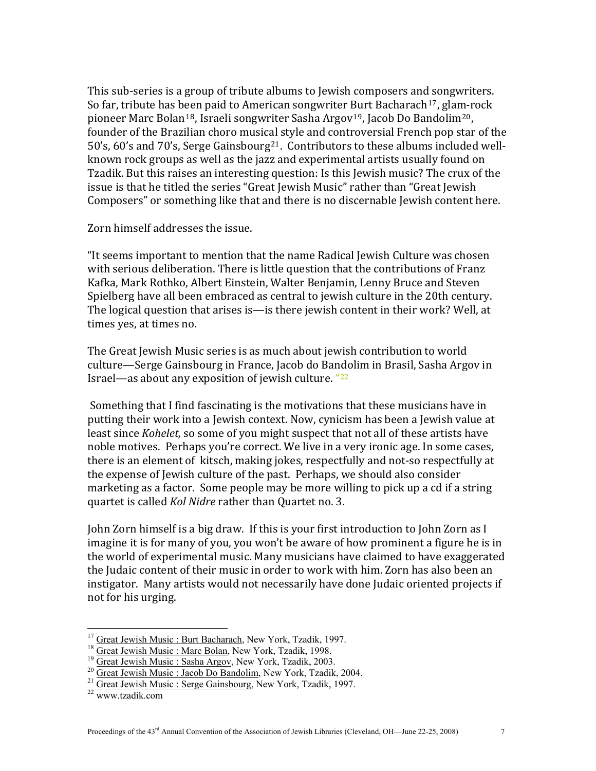This sub-series is a group of tribute albums to Jewish composers and songwriters. So far, tribute has been paid to American songwriter Burt Bacharach[17], glam-rock pioneer Marc Bolan[18], Israeli songwriter Sasha Argov[19], Jacob Do Bandolim[20], founder of the Brazilian choro musical style and controversial French pop star of the 50's, 60's and 70's, Serge Gainsbourg[21]. Contributors to these albums included well-known rock groups as well as the jazz and experimental artists usually found on Tzadik. But this raises an interesting question: Is this Jewish music? The crux of the issue is that he titled the series "Great Jewish Music" rather than "Great Jewish Composers" or something like that and there is no discernable Jewish content here.

Zorn himself addresses the issue.

"It seems important to mention that the name Radical Jewish Culture was chosen with serious deliberation. There is little question that the contributions of Franz Kafka, Mark Rothko, Albert Einstein, Walter Benjamin, Lenny Bruce and Steven Spielberg have all been embraced as central to jewish culture in the 20th century. The logical question that arises is—is there jewish content in their work? Well, at times yes, at times no.

The Great Jewish Music series is as much about jewish contribution to world culture—Serge Gainsbourg in France, Jacob do Bandolim in Brasil, Sasha Argov in Israel—as about any exposition of jewish culture. "[22]

Something that I find fascinating is the motivations that these musicians have in putting their work into a Jewish context. Now, cynicism has been a Jewish value at least since *Kohelet,* so some of you might suspect that not all of these artists have noble motives. Perhaps you're correct. We live in a very ironic age. In some cases, there is an element of kitsch, making jokes, respectfully and not-so respectfully at the expense of Jewish culture of the past. Perhaps, we should also consider marketing as a factor. Some people may be more willing to pick up a cd if a string quartet is called *Kol Nidre* rather than Quartet no. 3.

John Zorn himself is a big draw. If this is your first introduction to John Zorn as I imagine it is for many of you, you won't be aware of how prominent a figure he is in the world of experimental music. Many musicians have claimed to have exaggerated the Judaic content of their music in order to work with him. Zorn has also been an instigator. Many artists would not necessarily have done Judaic oriented projects if not for his urging.

---

[17] Great Jewish Music : Burt Bacharach, New York, Tzadik, 1997.
[18] Great Jewish Music : Marc Bolan, New York, Tzadik, 1998.
[19] Great Jewish Music : Sasha Argov, New York, Tzadik, 2003.
[20] Great Jewish Music : Jacob Do Bandolim, New York, Tzadik, 2004.
[21] Great Jewish Music : Serge Gainsbourg, New York, Tzadik, 1997.
[22] www.tzadik.com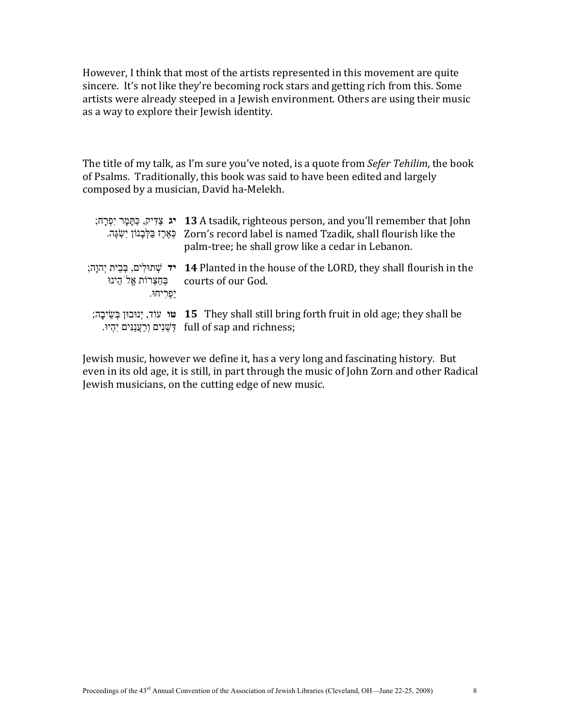However, I think that most of the artists represented in this movement are quite sincere. It's not like they're becoming rock stars and getting rich from this. Some artists were already steeped in a Jewish environment. Others are using their music as a way to explore their Jewish identity.

The title of my talk, as I'm sure you've noted, is a quote from *Sefer Tehilim*, the book of Psalms. Traditionally, this book was said to have been edited and largely composed by a musician, David ha-Melekh.

| | |
|---|---|
| **יג** צַדִּיק, כַּתָּמָר יִפְרָח; כְּאֶרֶז בַּלְּבָנוֹן יִשְׂגֶּה. | **13** A tsadik, righteous person, and you'll remember that John Zorn's record label is named Tzadik, shall flourish like the palm-tree; he shall grow like a cedar in Lebanon. |
| **יד** שְׁתוּלִים, בְּבֵית יְהוָה; בְּחַצְרוֹת אֱלֹהֵינוּ יַפְרִיחוּ. | **14** Planted in the house of the LORD, they shall flourish in the courts of our God. |
| **טו** עוֹד, יְנוּבוּן בְּשֵׂיבָה; דְּשֵׁנִים וְרַעֲנַנִּים יִהְיוּ. | **15** They shall still bring forth fruit in old age; they shall be full of sap and richness; |

Jewish music, however we define it, has a very long and fascinating history. But even in its old age, it is still, in part through the music of John Zorn and other Radical Jewish musicians, on the cutting edge of new music.